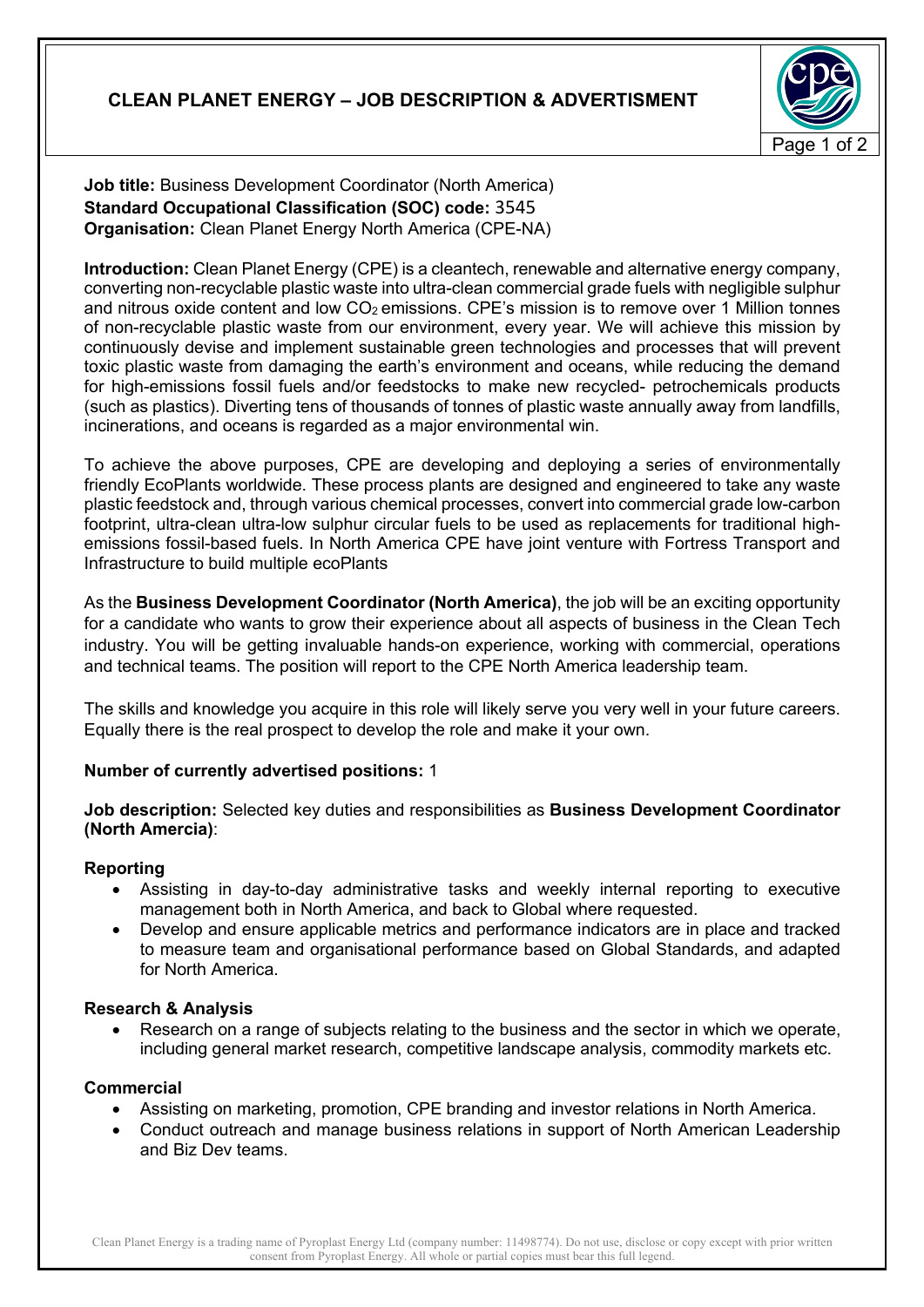# CLEAN PLANET ENERGY – JOB DESCRIPTION & ADVERTISMENT

**Job title:** Business Development Coordinator (North America)
**Standard Occupational Classification (SOC) code:** 3545
**Organisation:** Clean Planet Energy North America (CPE-NA)

**Introduction:** Clean Planet Energy (CPE) is a cleantech, renewable and alternative energy company, converting non-recyclable plastic waste into ultra-clean commercial grade fuels with negligible sulphur and nitrous oxide content and low $CO_2$ emissions. CPE's mission is to remove over 1 Million tonnes of non-recyclable plastic waste from our environment, every year. We will achieve this mission by continuously devise and implement sustainable green technologies and processes that will prevent toxic plastic waste from damaging the earth's environment and oceans, while reducing the demand for high-emissions fossil fuels and/or feedstocks to make new recycled- petrochemicals products (such as plastics). Diverting tens of thousands of tonnes of plastic waste annually away from landfills, incinerations, and oceans is regarded as a major environmental win.

To achieve the above purposes, CPE are developing and deploying a series of environmentally friendly EcoPlants worldwide. These process plants are designed and engineered to take any waste plastic feedstock and, through various chemical processes, convert into commercial grade low-carbon footprint, ultra-clean ultra-low sulphur circular fuels to be used as replacements for traditional high-emissions fossil-based fuels. In North America CPE have joint venture with Fortress Transport and Infrastructure to build multiple ecoPlants

As the **Business Development Coordinator (North America)**, the job will be an exciting opportunity for a candidate who wants to grow their experience about all aspects of business in the Clean Tech industry. You will be getting invaluable hands-on experience, working with commercial, operations and technical teams. The position will report to the CPE North America leadership team.

The skills and knowledge you acquire in this role will likely serve you very well in your future careers. Equally there is the real prospect to develop the role and make it your own.

**Number of currently advertised positions:** 1

**Job description:** Selected key duties and responsibilities as **Business Development Coordinator (North Amercia)**:

### Reporting

- Assisting in day-to-day administrative tasks and weekly internal reporting to executive management both in North America, and back to Global where requested.
- Develop and ensure applicable metrics and performance indicators are in place and tracked to measure team and organisational performance based on Global Standards, and adapted for North America.

### Research & Analysis

- Research on a range of subjects relating to the business and the sector in which we operate, including general market research, competitive landscape analysis, commodity markets etc.

### Commercial

- Assisting on marketing, promotion, CPE branding and investor relations in North America.
- Conduct outreach and manage business relations in support of North American Leadership and Biz Dev teams.

Clean Planet Energy is a trading name of Pyroplast Energy Ltd (company number: 11498774). Do not use, disclose or copy except with prior written consent from Pyroplast Energy. All whole or partial copies must bear this full legend.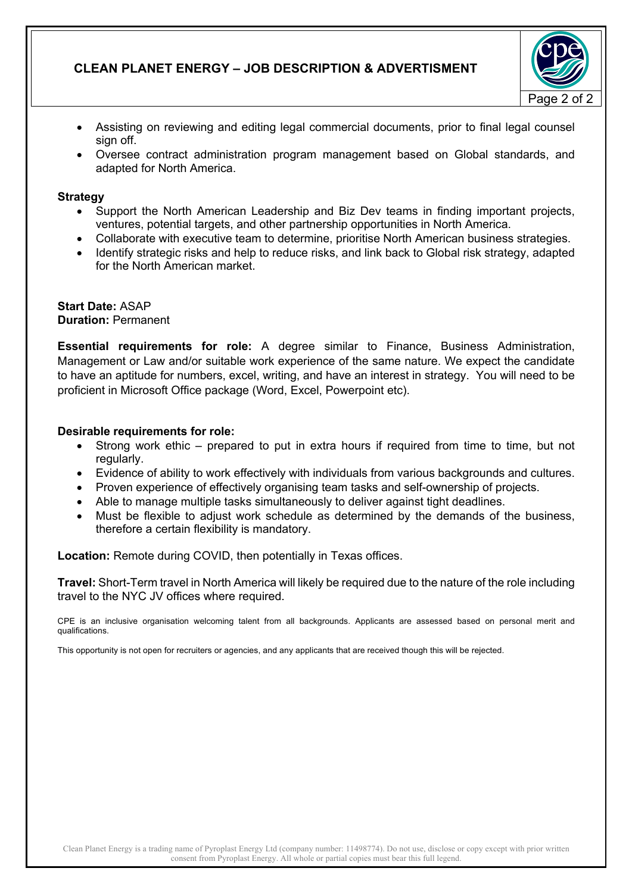- Assisting on reviewing and editing legal commercial documents, prior to final legal counsel sign off.
- Oversee contract administration program management based on Global standards, and adapted for North America.

**Strategy**

- Support the North American Leadership and Biz Dev teams in finding important projects, ventures, potential targets, and other partnership opportunities in North America.
- Collaborate with executive team to determine, prioritise North American business strategies.
- Identify strategic risks and help to reduce risks, and link back to Global risk strategy, adapted for the North American market.

**Start Date:** ASAP
**Duration:** Permanent

**Essential requirements for role:** A degree similar to Finance, Business Administration, Management or Law and/or suitable work experience of the same nature. We expect the candidate to have an aptitude for numbers, excel, writing, and have an interest in strategy. You will need to be proficient in Microsoft Office package (Word, Excel, Powerpoint etc).

**Desirable requirements for role:**

- Strong work ethic – prepared to put in extra hours if required from time to time, but not regularly.
- Evidence of ability to work effectively with individuals from various backgrounds and cultures.
- Proven experience of effectively organising team tasks and self-ownership of projects.
- Able to manage multiple tasks simultaneously to deliver against tight deadlines.
- Must be flexible to adjust work schedule as determined by the demands of the business, therefore a certain flexibility is mandatory.

**Location:** Remote during COVID, then potentially in Texas offices.

**Travel:** Short-Term travel in North America will likely be required due to the nature of the role including travel to the NYC JV offices where required.

CPE is an inclusive organisation welcoming talent from all backgrounds. Applicants are assessed based on personal merit and qualifications.

This opportunity is not open for recruiters or agencies, and any applicants that are received though this will be rejected.

Clean Planet Energy is a trading name of Pyroplast Energy Ltd (company number: 11498774). Do not use, disclose or copy except with prior written consent from Pyroplast Energy. All whole or partial copies must bear this full legend.